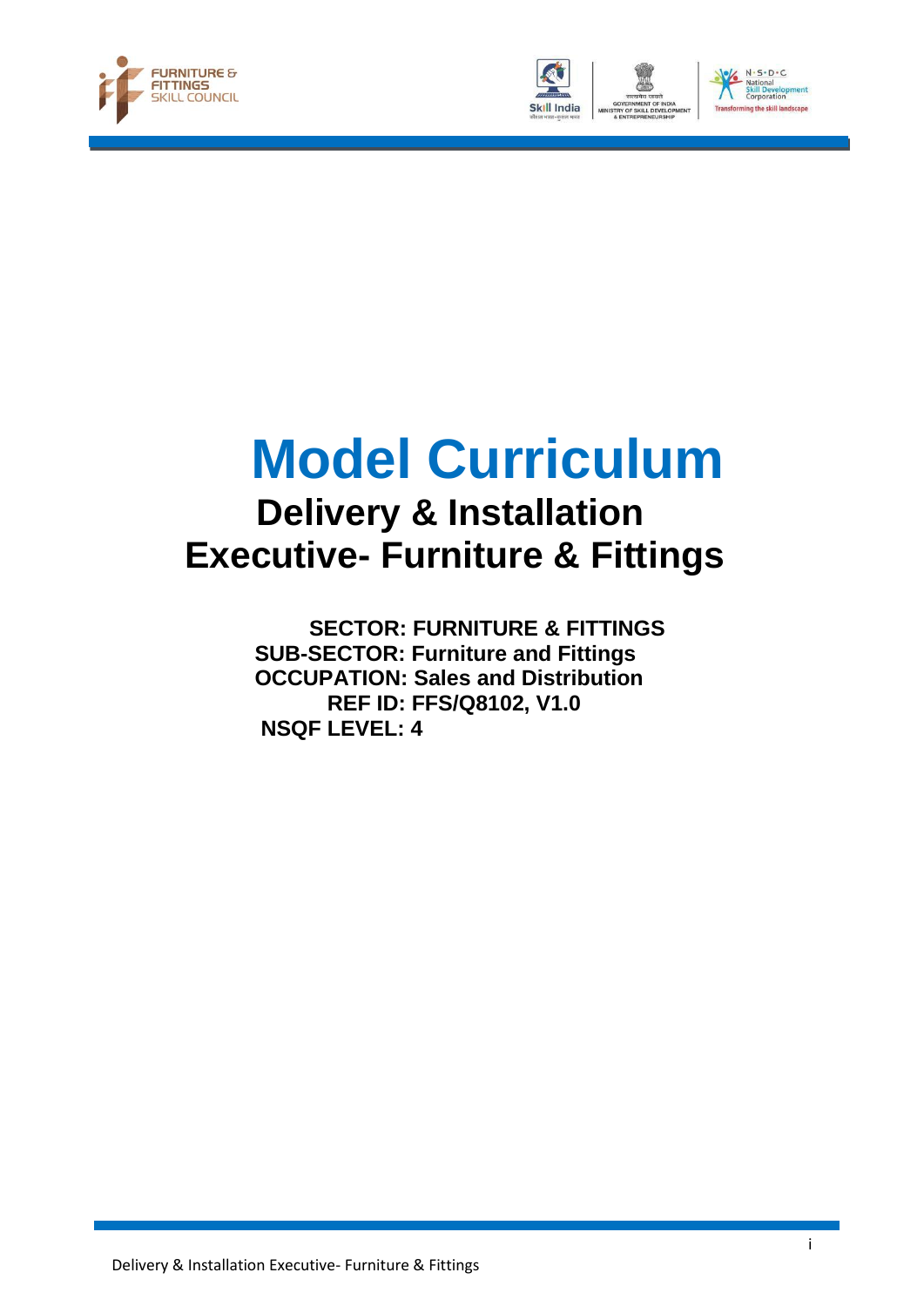# Model Curriculum

## Delivery & Installation Executive- Furniture & Fittings

**SECTOR: FURNITURE & FITTINGS**
**SUB-SECTOR: Furniture and Fittings**
**OCCUPATION: Sales and Distribution**
**REF ID: FFS/Q8102, V1.0**
**NSQF LEVEL: 4**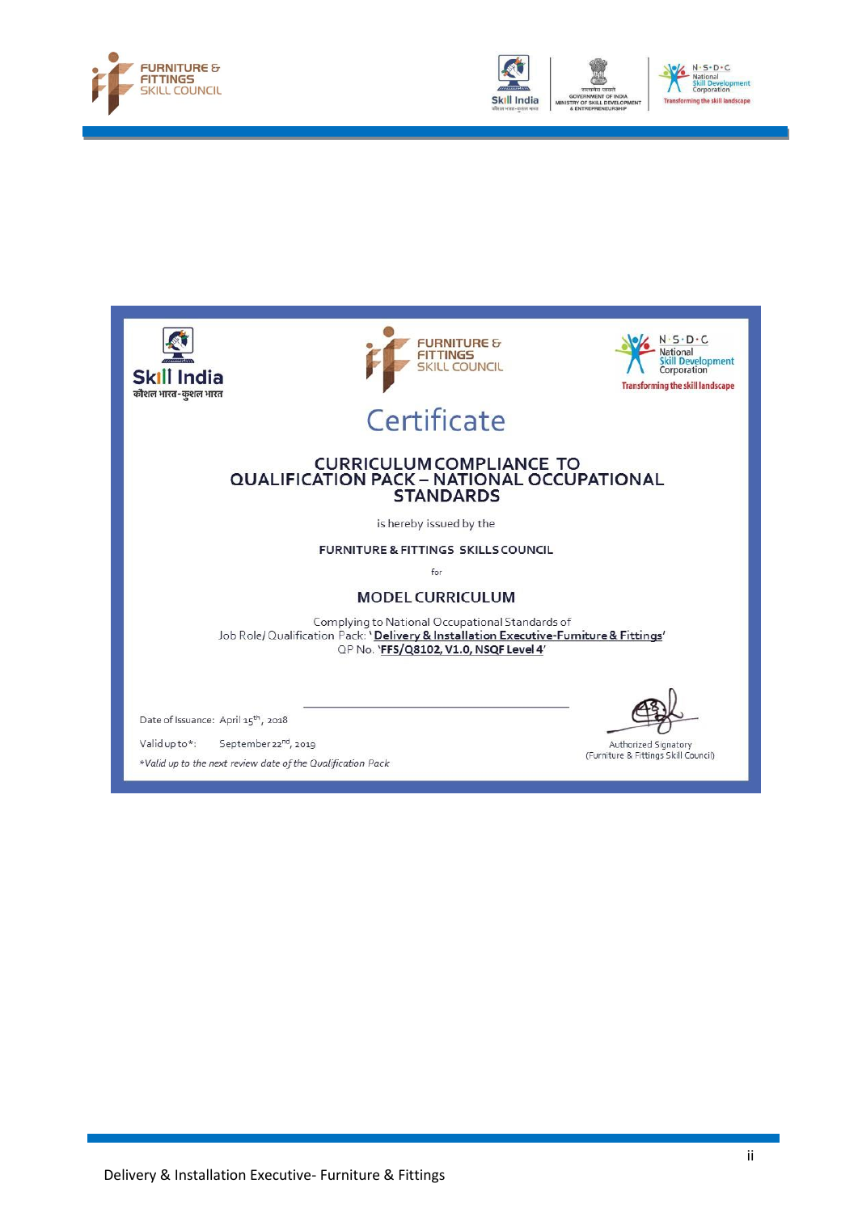# Certificate

## CURRICULUM COMPLIANCE TO QUALIFICATION PACK – NATIONAL OCCUPATIONAL STANDARDS

is hereby issued by the

**FURNITURE & FITTINGS SKILLS COUNCIL**

for

## MODEL CURRICULUM

Complying to National Occupational Standards of
Job Role/ Qualification Pack: '**Delivery & Installation Executive-Furniture & Fittings**'
QP No. '**FFS/Q8102, V1.0, NSQF Level 4**'

Date of Issuance: April 15th, 2018

Valid up to*: September 22nd, 2019

*Valid up to the next review date of the Qualification Pack*

Authorized Signatory
(Furniture & Fittings Skill Council)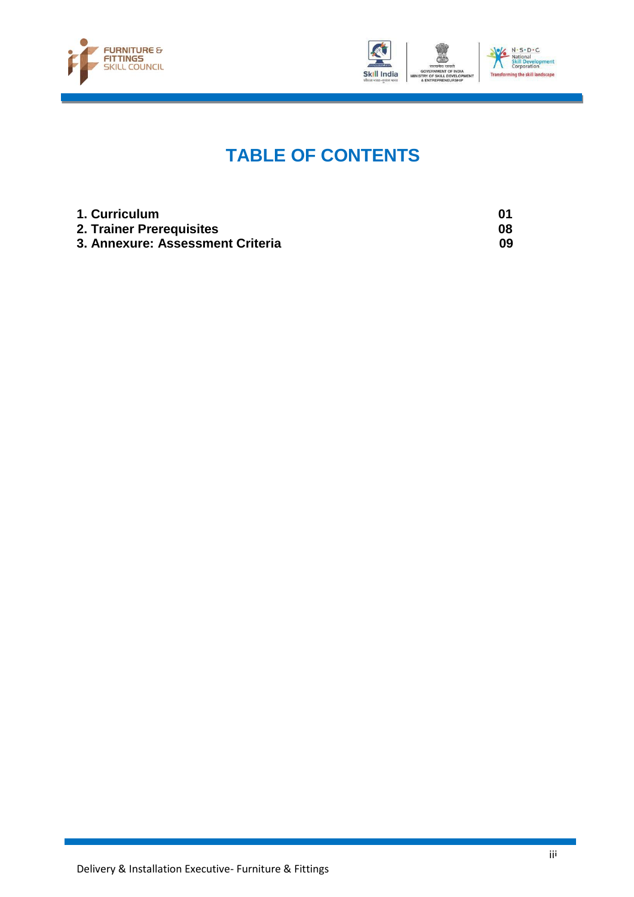# TABLE OF CONTENTS

| | |
|---|---|
| **1. Curriculum** | **01** |
| **2. Trainer Prerequisites** | **08** |
| **3. Annexure: Assessment Criteria** | **09** |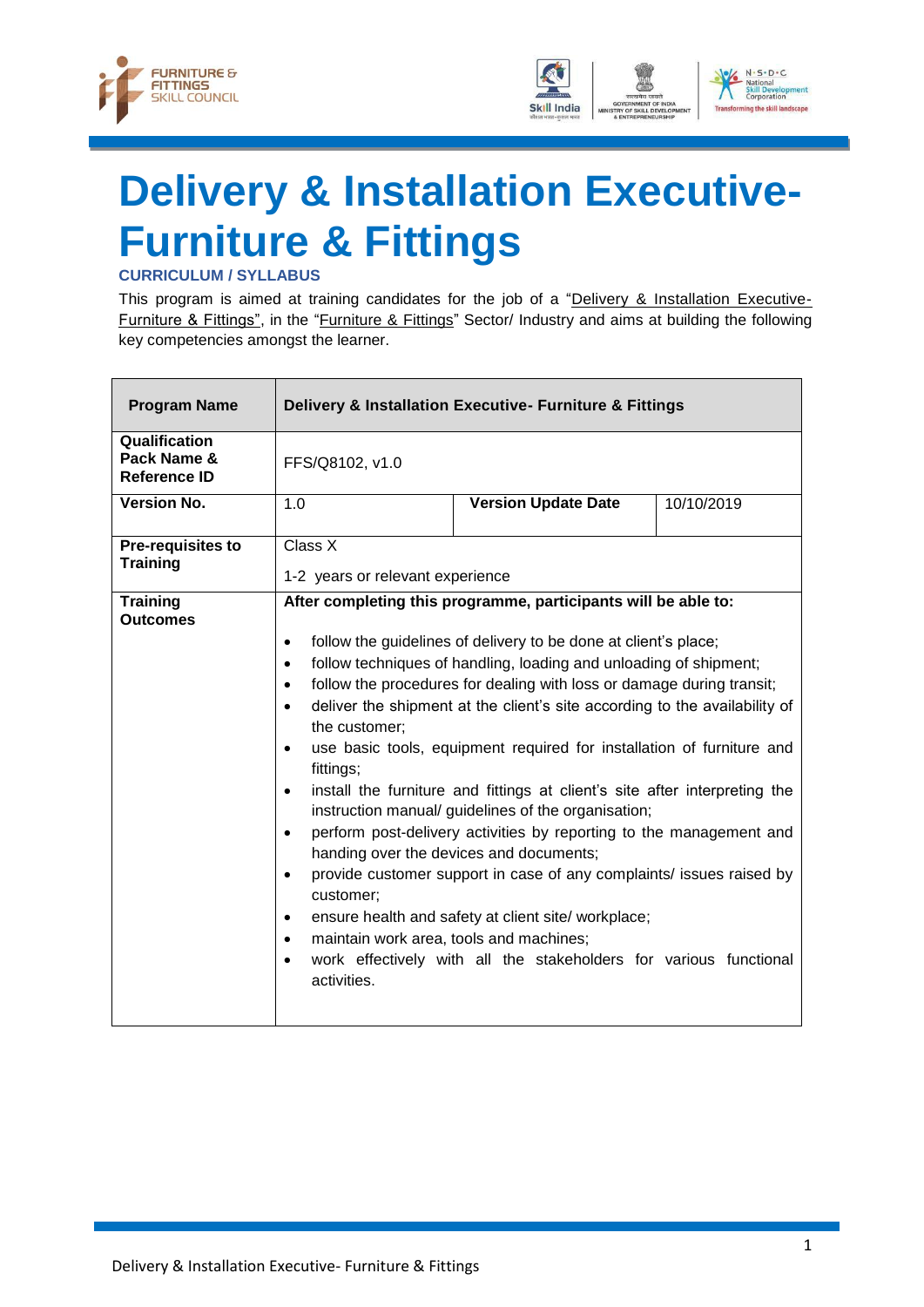# Delivery & Installation Executive- Furniture & Fittings

### CURRICULUM / SYLLABUS

This program is aimed at training candidates for the job of a "Delivery & Installation Executive- Furniture & Fittings", in the "Furniture & Fittings" Sector/ Industry and aims at building the following key competencies amongst the learner.

| **Program Name** | **Delivery & Installation Executive- Furniture & Fittings** | | |
|---|---|---|---|
| **Qualification Pack Name & Reference ID** | FFS/Q8102, v1.0 | | |
| **Version No.** | 1.0 | **Version Update Date** | 10/10/2019 |
| **Pre-requisites to Training** | Class X<br><br>1-2 years or relevant experience | | |
| **Training Outcomes** | **After completing this programme, participants will be able to:**<br><br>• follow the guidelines of delivery to be done at client's place;<br>• follow techniques of handling, loading and unloading of shipment;<br>• follow the procedures for dealing with loss or damage during transit;<br>• deliver the shipment at the client's site according to the availability of the customer;<br>• use basic tools, equipment required for installation of furniture and fittings;<br>• install the furniture and fittings at client's site after interpreting the instruction manual/ guidelines of the organisation;<br>• perform post-delivery activities by reporting to the management and handing over the devices and documents;<br>• provide customer support in case of any complaints/ issues raised by customer;<br>• ensure health and safety at client site/ workplace;<br>• maintain work area, tools and machines;<br>• work effectively with all the stakeholders for various functional activities. | | |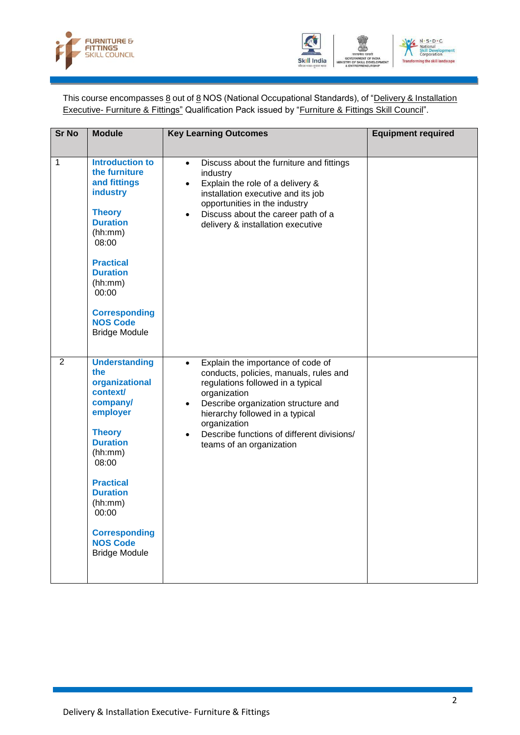This course encompasses 8 out of 8 NOS (National Occupational Standards), of "Delivery & Installation Executive- Furniture & Fittings" Qualification Pack issued by "Furniture & Fittings Skill Council".

| Sr No | Module | Key Learning Outcomes | Equipment required |
|---|---|---|---|
| 1 | **Introduction to the furniture and fittings industry**<br><br>**Theory Duration** (hh:mm)<br>08:00<br><br>**Practical Duration** (hh:mm)<br>00:00<br><br>**Corresponding NOS Code**<br>Bridge Module | • Discuss about the furniture and fittings industry<br>• Explain the role of a delivery & installation executive and its job opportunities in the industry<br>• Discuss about the career path of a delivery & installation executive | |
| 2 | **Understanding the organizational context/ company/ employer**<br><br>**Theory Duration** (hh:mm)<br>08:00<br><br>**Practical Duration** (hh:mm)<br>00:00<br><br>**Corresponding NOS Code**<br>Bridge Module | • Explain the importance of code of conducts, policies, manuals, rules and regulations followed in a typical organization<br>• Describe organization structure and hierarchy followed in a typical organization<br>• Describe functions of different divisions/ teams of an organization | |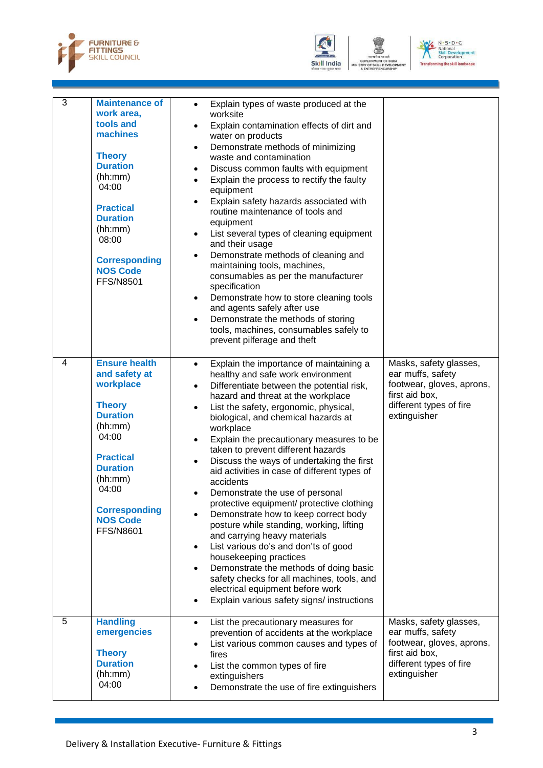| 3 | **Maintenance of work area, tools and machines**<br><br>**Theory Duration** (hh:mm) 04:00<br><br>**Practical Duration** (hh:mm) 08:00<br><br>**Corresponding NOS Code** FFS/N8501 | • Explain types of waste produced at the worksite<br>• Explain contamination effects of dirt and water on products<br>• Demonstrate methods of minimizing waste and contamination<br>• Discuss common faults with equipment<br>• Explain the process to rectify the faulty equipment<br>• Explain safety hazards associated with routine maintenance of tools and equipment<br>• List several types of cleaning equipment and their usage<br>• Demonstrate methods of cleaning and maintaining tools, machines, consumables as per the manufacturer specification<br>• Demonstrate how to store cleaning tools and agents safely after use<br>• Demonstrate the methods of storing tools, machines, consumables safely to prevent pilferage and theft | |
|---|---|---|---|
| 4 | **Ensure health and safety at workplace**<br><br>**Theory Duration** (hh:mm) 04:00<br><br>**Practical Duration** (hh:mm) 04:00<br><br>**Corresponding NOS Code** FFS/N8601 | • Explain the importance of maintaining a healthy and safe work environment<br>• Differentiate between the potential risk, hazard and threat at the workplace<br>• List the safety, ergonomic, physical, biological, and chemical hazards at workplace<br>• Explain the precautionary measures to be taken to prevent different hazards<br>• Discuss the ways of undertaking the first aid activities in case of different types of accidents<br>• Demonstrate the use of personal protective equipment/ protective clothing<br>• Demonstrate how to keep correct body posture while standing, working, lifting and carrying heavy materials<br>• List various do's and don'ts of good housekeeping practices<br>• Demonstrate the methods of doing basic safety checks for all machines, tools, and electrical equipment before work<br>• Explain various safety signs/ instructions | Masks, safety glasses, ear muffs, safety footwear, gloves, aprons, first aid box, different types of fire extinguisher |
| 5 | **Handling emergencies**<br><br>**Theory Duration** (hh:mm) 04:00 | • List the precautionary measures for prevention of accidents at the workplace<br>• List various common causes and types of fires<br>• List the common types of fire extinguishers<br>• Demonstrate the use of fire extinguishers | Masks, safety glasses, ear muffs, safety footwear, gloves, aprons, first aid box, different types of fire extinguisher |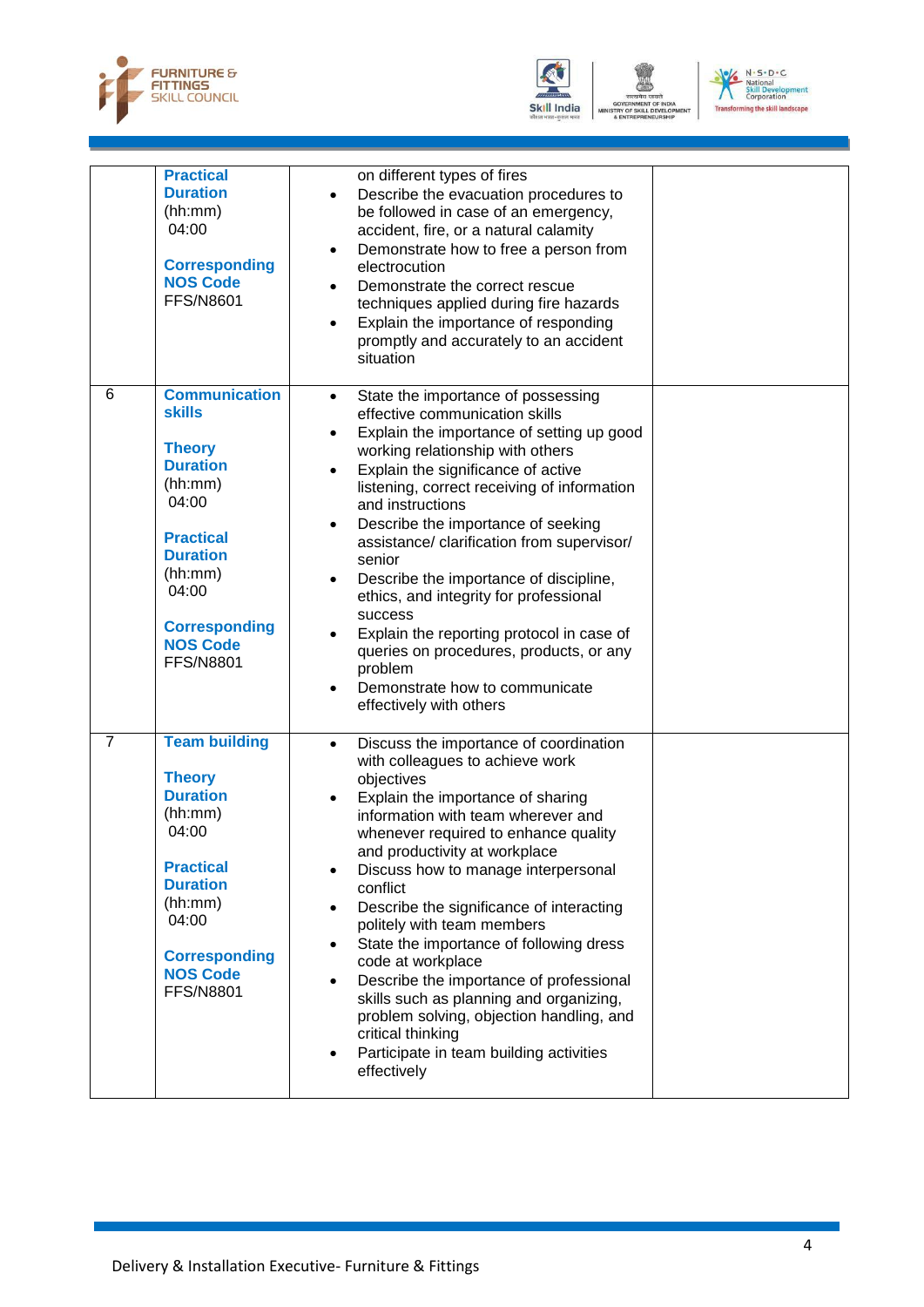| | | | |
|---|---|---|---|
| | **Practical Duration** (hh:mm) 04:00<br><br>**Corresponding NOS Code** FFS/N8601 | on different types of fires<br>• Describe the evacuation procedures to be followed in case of an emergency, accident, fire, or a natural calamity<br>• Demonstrate how to free a person from electrocution<br>• Demonstrate the correct rescue techniques applied during fire hazards<br>• Explain the importance of responding promptly and accurately to an accident situation | |
| 6 | **Communication skills**<br><br>**Theory Duration** (hh:mm) 04:00<br><br>**Practical Duration** (hh:mm) 04:00<br><br>**Corresponding NOS Code** FFS/N8801 | • State the importance of possessing effective communication skills<br>• Explain the importance of setting up good working relationship with others<br>• Explain the significance of active listening, correct receiving of information and instructions<br>• Describe the importance of seeking assistance/ clarification from supervisor/ senior<br>• Describe the importance of discipline, ethics, and integrity for professional success<br>• Explain the reporting protocol in case of queries on procedures, products, or any problem<br>• Demonstrate how to communicate effectively with others | |
| 7 | **Team building**<br><br>**Theory Duration** (hh:mm) 04:00<br><br>**Practical Duration** (hh:mm) 04:00<br><br>**Corresponding NOS Code** FFS/N8801 | • Discuss the importance of coordination with colleagues to achieve work objectives<br>• Explain the importance of sharing information with team wherever and whenever required to enhance quality and productivity at workplace<br>• Discuss how to manage interpersonal conflict<br>• Describe the significance of interacting politely with team members<br>• State the importance of following dress code at workplace<br>• Describe the importance of professional skills such as planning and organizing, problem solving, objection handling, and critical thinking<br>• Participate in team building activities effectively | |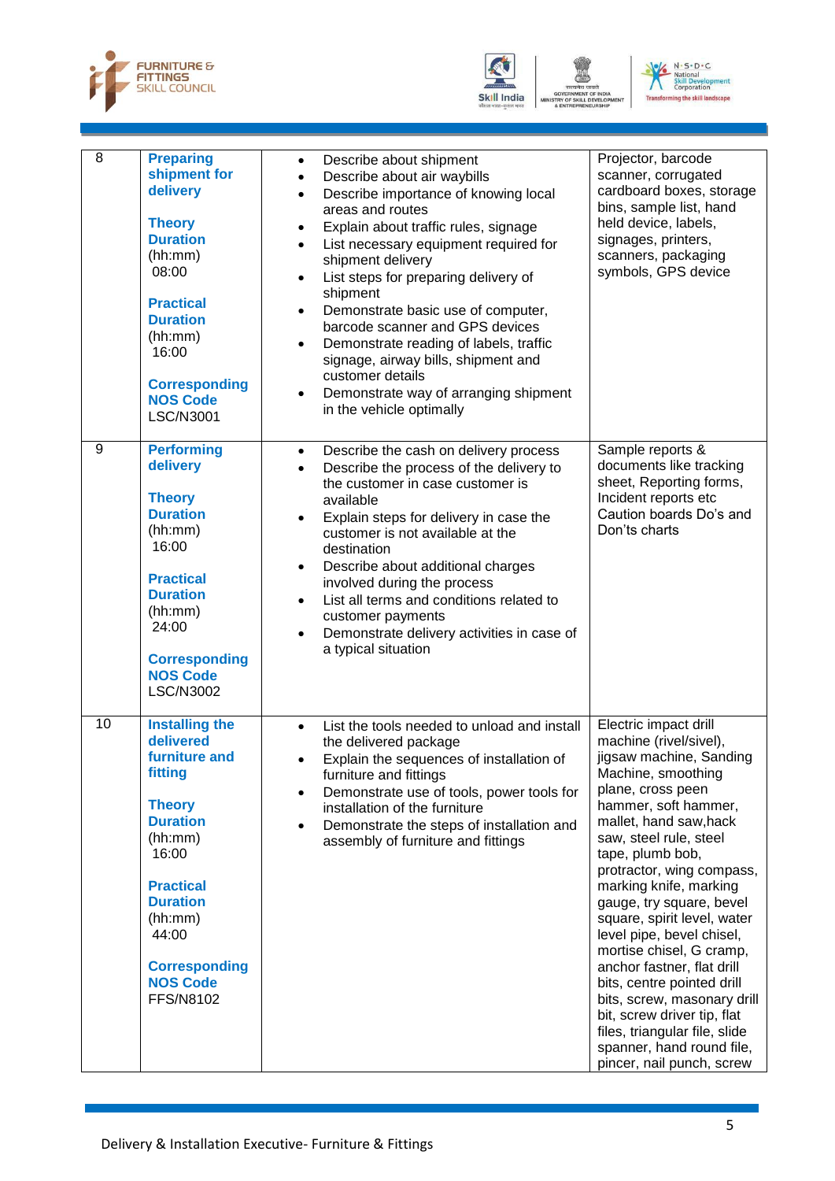| 8 | **Preparing shipment for delivery**<br><br>**Theory Duration** (hh:mm)<br>08:00<br><br>**Practical Duration** (hh:mm)<br>16:00<br><br>**Corresponding NOS Code**<br>LSC/N3001 | • Describe about shipment<br>• Describe about air waybills<br>• Describe importance of knowing local areas and routes<br>• Explain about traffic rules, signage<br>• List necessary equipment required for shipment delivery<br>• List steps for preparing delivery of shipment<br>• Demonstrate basic use of computer, barcode scanner and GPS devices<br>• Demonstrate reading of labels, traffic signage, airway bills, shipment and customer details<br>• Demonstrate way of arranging shipment in the vehicle optimally | Projector, barcode scanner, corrugated cardboard boxes, storage bins, sample list, hand held device, labels, signages, printers, scanners, packaging symbols, GPS device |
|---|---|---|---|
| 9 | **Performing delivery**<br><br>**Theory Duration** (hh:mm)<br>16:00<br><br>**Practical Duration** (hh:mm)<br>24:00<br><br>**Corresponding NOS Code**<br>LSC/N3002 | • Describe the cash on delivery process<br>• Describe the process of the delivery to the customer in case customer is available<br>• Explain steps for delivery in case the customer is not available at the destination<br>• Describe about additional charges involved during the process<br>• List all terms and conditions related to customer payments<br>• Demonstrate delivery activities in case of a typical situation | Sample reports & documents like tracking sheet, Reporting forms, Incident reports etc Caution boards Do's and Don'ts charts |
| 10 | **Installing the delivered furniture and fitting**<br><br>**Theory Duration** (hh:mm)<br>16:00<br><br>**Practical Duration** (hh:mm)<br>44:00<br><br>**Corresponding NOS Code**<br>FFS/N8102 | • List the tools needed to unload and install the delivered package<br>• Explain the sequences of installation of furniture and fittings<br>• Demonstrate use of tools, power tools for installation of the furniture<br>• Demonstrate the steps of installation and assembly of furniture and fittings | Electric impact drill machine (rivel/sivel), jigsaw machine, Sanding Machine, smoothing plane, cross peen hammer, soft hammer, mallet, hand saw,hack saw, steel rule, steel tape, plumb bob, protractor, wing compass, marking knife, marking gauge, try square, bevel square, spirit level, water level pipe, bevel chisel, mortise chisel, G cramp, anchor fastner, flat drill bits, centre pointed drill bits, screw, masonary drill bit, screw driver tip, flat files, triangular file, slide spanner, hand round file, pincer, nail punch, screw |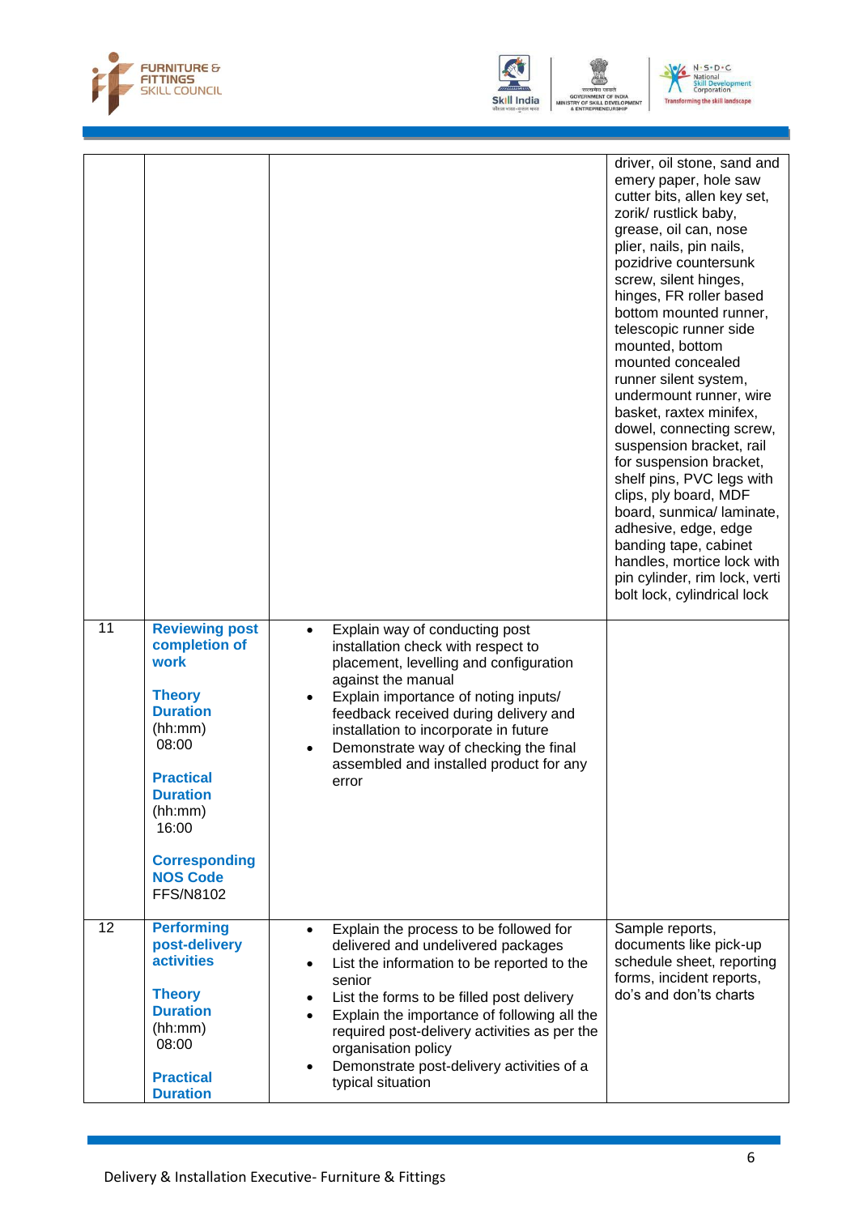| | | | |
|---|---|---|---|
| | | | driver, oil stone, sand and emery paper, hole saw cutter bits, allen key set, zorik/ rustlick baby, grease, oil can, nose plier, nails, pin nails, pozidrive countersunk screw, silent hinges, hinges, FR roller based bottom mounted runner, telescopic runner side mounted, bottom mounted concealed runner silent system, undermount runner, wire basket, raxtex minifex, dowel, connecting screw, suspension bracket, rail for suspension bracket, shelf pins, PVC legs with clips, ply board, MDF board, sunmica/ laminate, adhesive, edge, edge banding tape, cabinet handles, mortice lock with pin cylinder, rim lock, verti bolt lock, cylindrical lock |
| 11 | **Reviewing post completion of work**<br><br>**Theory Duration** (hh:mm) 08:00<br><br>**Practical Duration** (hh:mm) 16:00<br><br>**Corresponding NOS Code** FFS/N8102 | • Explain way of conducting post installation check with respect to placement, levelling and configuration against the manual<br>• Explain importance of noting inputs/ feedback received during delivery and installation to incorporate in future<br>• Demonstrate way of checking the final assembled and installed product for any error | |
| 12 | **Performing post-delivery activities**<br><br>**Theory Duration** (hh:mm) 08:00<br><br>**Practical Duration** | • Explain the process to be followed for delivered and undelivered packages<br>• List the information to be reported to the senior<br>• List the forms to be filled post delivery<br>• Explain the importance of following all the required post-delivery activities as per the organisation policy<br>• Demonstrate post-delivery activities of a typical situation | Sample reports, documents like pick-up schedule sheet, reporting forms, incident reports, do's and don'ts charts |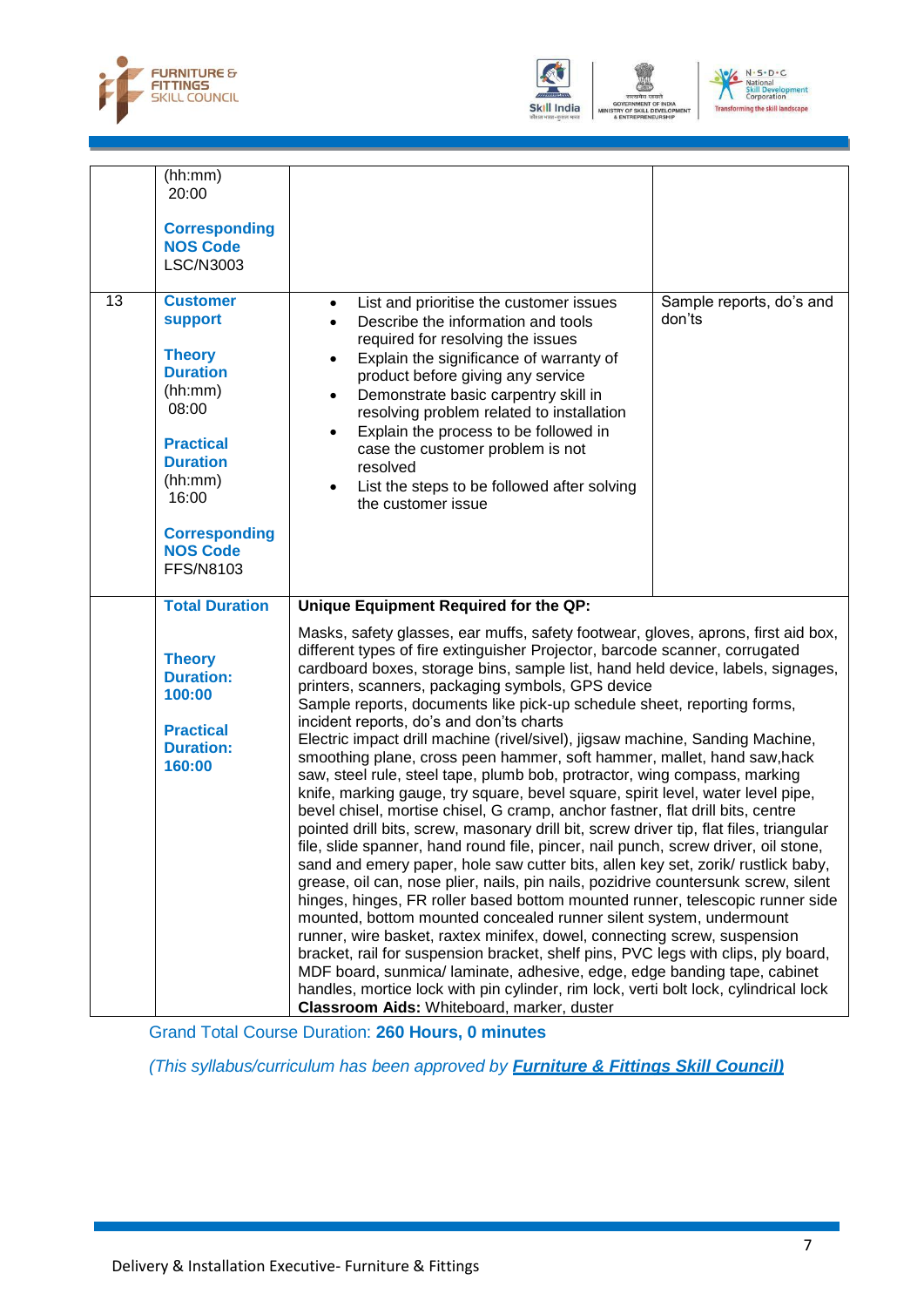| | | | |
|---|---|---|---|
| | (hh:mm)<br>20:00<br><br>**Corresponding NOS Code**<br>LSC/N3003 | | |
| 13 | **Customer support**<br><br>**Theory Duration**<br>(hh:mm)<br>08:00<br><br>**Practical Duration**<br>(hh:mm)<br>16:00<br><br>**Corresponding NOS Code**<br>FFS/N8103 | • List and prioritise the customer issues<br>• Describe the information and tools required for resolving the issues<br>• Explain the significance of warranty of product before giving any service<br>• Demonstrate basic carpentry skill in resolving problem related to installation<br>• Explain the process to be followed in case the customer problem is not resolved<br>• List the steps to be followed after solving the customer issue | Sample reports, do's and don'ts |
| | **Total Duration**<br><br>**Theory Duration: 100:00**<br><br>**Practical Duration: 160:00** | **Unique Equipment Required for the QP:**<br><br>Masks, safety glasses, ear muffs, safety footwear, gloves, aprons, first aid box, different types of fire extinguisher Projector, barcode scanner, corrugated cardboard boxes, storage bins, sample list, hand held device, labels, signages, printers, scanners, packaging symbols, GPS device<br>Sample reports, documents like pick-up schedule sheet, reporting forms, incident reports, do's and don'ts charts<br>Electric impact drill machine (rivel/sivel), jigsaw machine, Sanding Machine, smoothing plane, cross peen hammer, soft hammer, mallet, hand saw,hack saw, steel rule, steel tape, plumb bob, protractor, wing compass, marking knife, marking gauge, try square, bevel square, spirit level, water level pipe, bevel chisel, mortise chisel, G cramp, anchor fastner, flat drill bits, centre pointed drill bits, screw, masonary drill bit, screw driver tip, flat files, triangular file, slide spanner, hand round file, pincer, nail punch, screw driver, oil stone, sand and emery paper, hole saw cutter bits, allen key set, zorik/ rustlick baby, grease, oil can, nose plier, nails, pin nails, pozidrive countersunk screw, silent hinges, hinges, FR roller based bottom mounted runner, telescopic runner side mounted, bottom mounted concealed runner silent system, undermount runner, wire basket, raxtex minifex, dowel, connecting screw, suspension bracket, rail for suspension bracket, shelf pins, PVC legs with clips, ply board, MDF board, sunmica/ laminate, adhesive, edge, edge banding tape, cabinet handles, mortice lock with pin cylinder, rim lock, verti bolt lock, cylindrical lock<br>**Classroom Aids:** Whiteboard, marker, duster | |

Grand Total Course Duration: **260 Hours, 0 minutes**

*(This syllabus/curriculum has been approved by* ***Furniture & Fittings Skill Council)***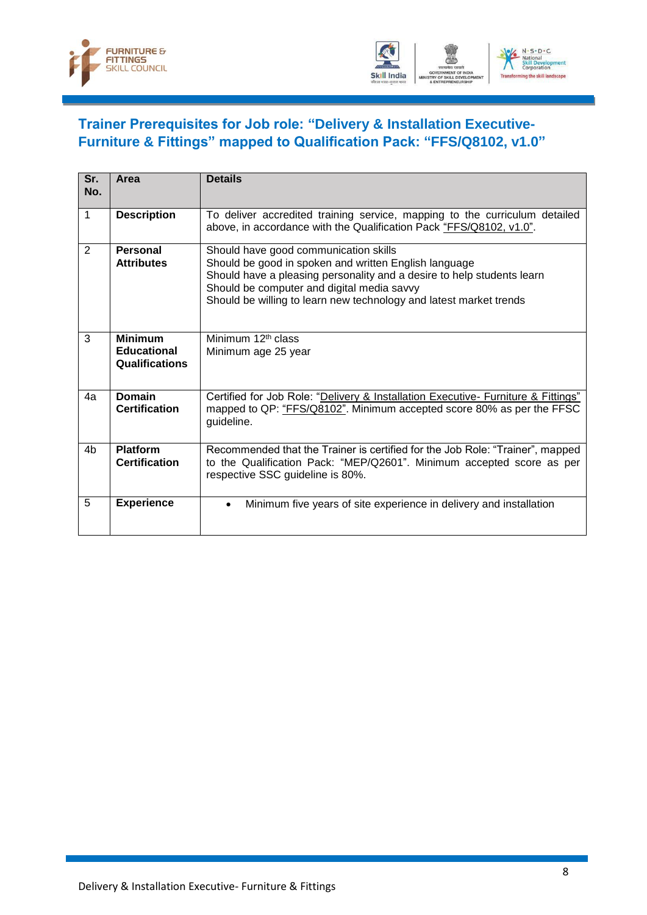## Trainer Prerequisites for Job role: "Delivery & Installation Executive- Furniture & Fittings" mapped to Qualification Pack: "FFS/Q8102, v1.0"

| Sr. No. | Area | Details |
|---|---|---|
| 1 | **Description** | To deliver accredited training service, mapping to the curriculum detailed above, in accordance with the Qualification Pack "FFS/Q8102, v1.0". |
| 2 | **Personal Attributes** | Should have good communication skills<br>Should be good in spoken and written English language<br>Should have a pleasing personality and a desire to help students learn<br>Should be computer and digital media savvy<br>Should be willing to learn new technology and latest market trends |
| 3 | **Minimum Educational Qualifications** | Minimum 12th class<br>Minimum age 25 year |
| 4a | **Domain Certification** | Certified for Job Role: "Delivery & Installation Executive- Furniture & Fittings" mapped to QP: "FFS/Q8102". Minimum accepted score 80% as per the FFSC guideline. |
| 4b | **Platform Certification** | Recommended that the Trainer is certified for the Job Role: "Trainer", mapped to the Qualification Pack: "MEP/Q2601". Minimum accepted score as per respective SSC guideline is 80%. |
| 5 | **Experience** | • Minimum five years of site experience in delivery and installation |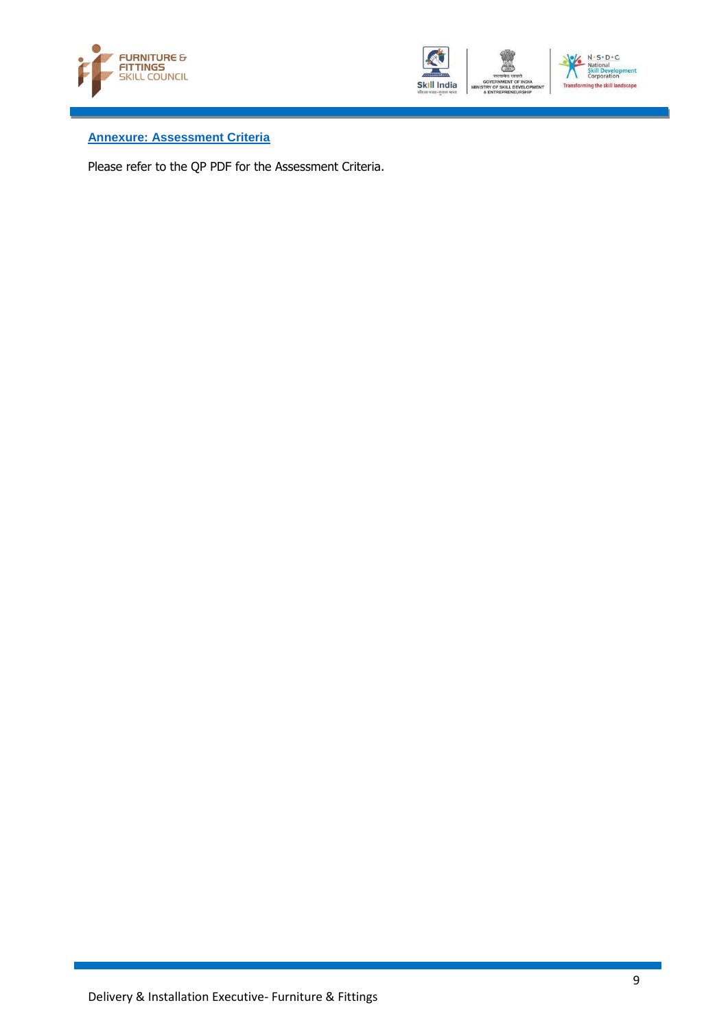## Annexure: Assessment Criteria

Please refer to the QP PDF for the Assessment Criteria.